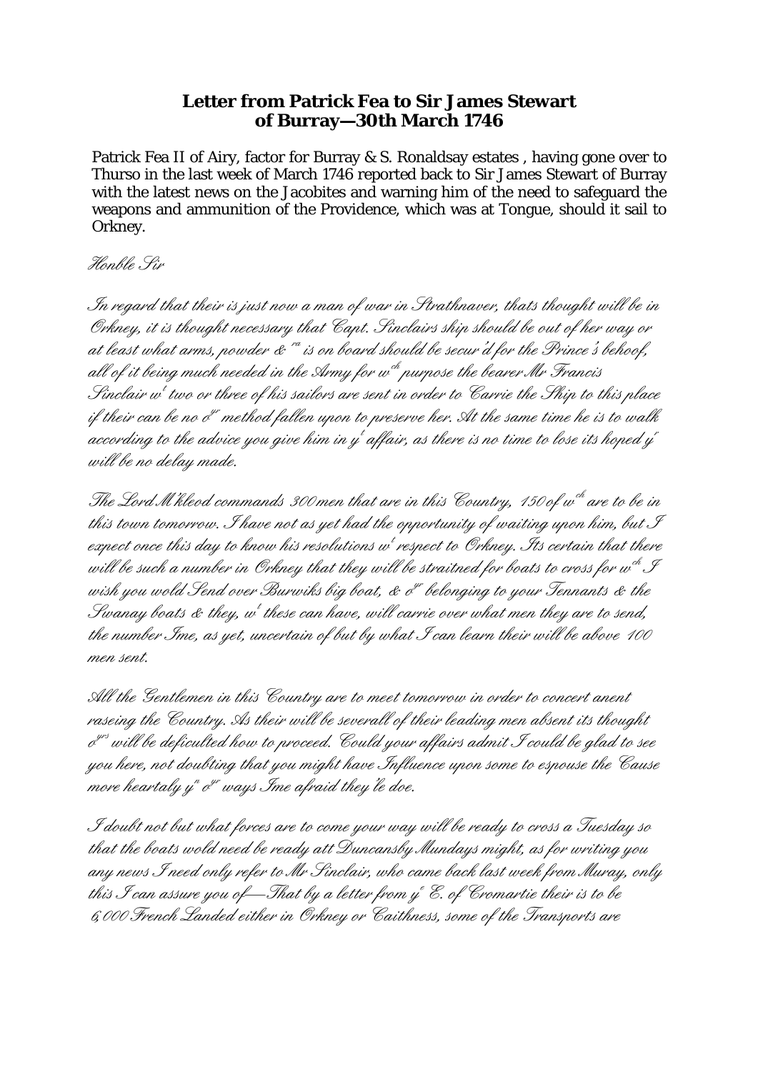# Letter from Patrick Fea to Sir James Stewart of Burray—30th March 1746

Patrick Fea II of Airy, factor for Burray & S. Ronaldsay estates , having gone over to Thurso in the last week of March 1746 reported back to Sir James Stewart of Burray with the latest news on the Jacobites and warning him of the need to safeguard the weapons and ammunition of the Providence, which was at Tongue, should it sail to Orkney.

*Honble Sir*

*In regard that their is just now a man of war in Strathnaver, thats thought will be in Orkney, it is thought necessary that Capt. Sinclairs ship should be out of her way or at least what arms, powder & ra is on board should be secur'd for the Prince's behoof, all of it being much needed in the Army for wch purpose the bearer Mr Francis Sinclair wt two or three of his sailors are sent in order to Carrie the Ship to this place if their can be no or method fallen upon to preserve her. At the same time he is to walk according to the advice you give him in yt affair, as there is no time to lose its hoped yr will be no delay made.*

*The Lord M'kleod commands 300men that are in this Country, 150 of wch are to be in this town tomorrow. I have not as yet had the opportunity of waiting upon him, but I expect once this day to know his resolutions wt respect to Orkney. Its certain that there will be such a number in Orkney that they will be straitned for boats to cross for wch I wish you wold Send over Burwiks big boat, & or belonging to your Tennants & the Swanay boats & they, wt these can have, will carrie over what men they are to send, the number Ime, as yet, uncertain of but by what I can learn their will be above 100 men sent.*

*All the Gentlemen in this Country are to meet tomorrow in order to concert anent raseing the Country. As their will be severall of their leading men absent its thought ors will be deficulted how to proceed. Could your affairs admit I could be glad to see you here, not doubting that you might have Influence upon some to espouse the Cause more heartaly yn or ways Ime afraid they'le doe.*

*I doubt not but what forces are to come your way will be ready to cross a Tuesday so that the boats wold need be ready att Duncansby Mundays might, as for writing you any news I need only refer to Mr Sinclair, who came back last week from Muray, only this I can assure you of—That by a letter from ye E. of Cromartie their is to be 6,000 French Landed either in Orkney or Caithness, some of the Transports are*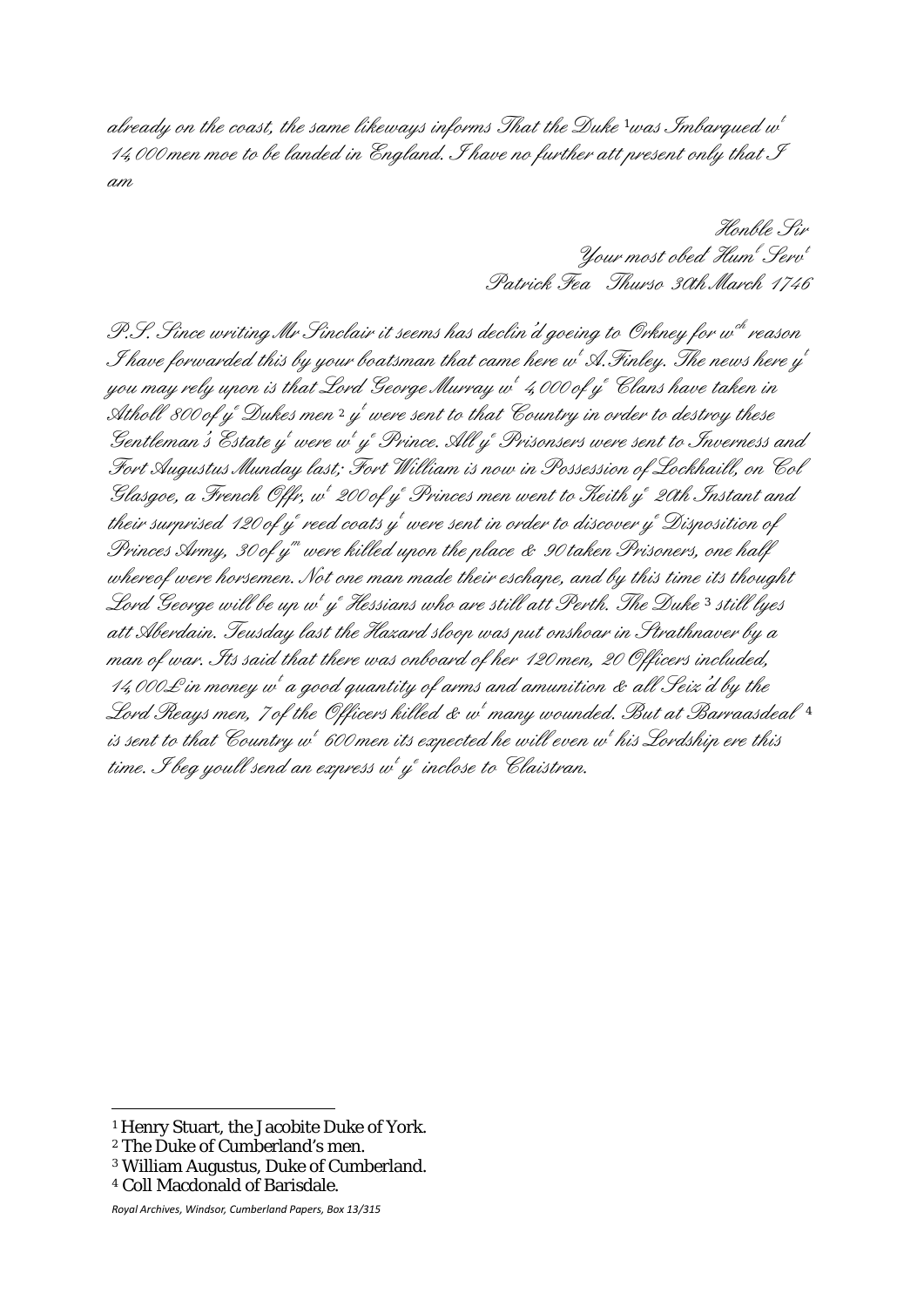already on the coast, the same likeways informs That the Duke [1] was Imbarqued w$^{t}$ 14,000 men moe to be landed in England. I have no further att present only that I am

Honble Sir  
Your most obed Hum$^{l}$ Serv$^{t}$  
Patrick Fea Thurso 30th March 1746

P.S. Since writing Mr Sinclair it seems has declin'd goeing to Orkney for w$^{ch}$ reason I have forwarded this by your boatsman that came here w$^{t}$ A. Finley. The news here y$^{t}$ you may rely upon is that Lord George Murray w$^{t}$ 4,000 of y$^{e}$ Clans have taken in Atholl 800 of y$^{e}$ Dukes men [2] y$^{t}$ were sent to that Country in order to destroy these Gentleman's Estate y$^{t}$ were w$^{t}$ y$^{e}$ Prince. All y$^{e}$ Prisonsers were sent to Inverness and Fort Augustus Munday last; Fort William is now in Possession of Lockhaill, on Col Glasgoe, a French Offr, w$^{t}$ 200 of y$^{e}$ Princes men went to Keith y$^{e}$ 20th Instant and their surprised 120 of y$^{e}$ reed coats y$^{t}$ were sent in order to discover y$^{e}$ Disposition of Princes Army, 30 of y$^{m}$ were killed upon the place & 90 taken Prisoners, one half whereof were horsemen. Not one man made their eschape, and by this time its thought Lord George will be up w$^{t}$ y$^{e}$ Hessians who are still att Perth. The Duke [3] still lyes att Aberdain. Teusday last the Hazard sloop was put onshoar in Strathnaver by a man of war. Its said that there was onboard of her 120 men, 20 Officers included, 14,000£ in money w$^{t}$ a good quantity of arms and amunition & all Seiz'd by the Lord Reays men, 7 of the Officers killed & w$^{t}$ many wounded. But at Barraasdeal [4] is sent to that Country w$^{t}$ 600 men its expected he will even w$^{t}$ his Lordship ere this time. I beg youll send an express w$^{t}$ y$^{e}$ inclose to Claistran.

[1] Henry Stuart, the Jacobite Duke of York.  
[2] The Duke of Cumberland's men.  
[3] William Augustus, Duke of Cumberland.  
[4] Coll Macdonald of Barisdale.

*Royal Archives, Windsor, Cumberland Papers, Box 13/315*